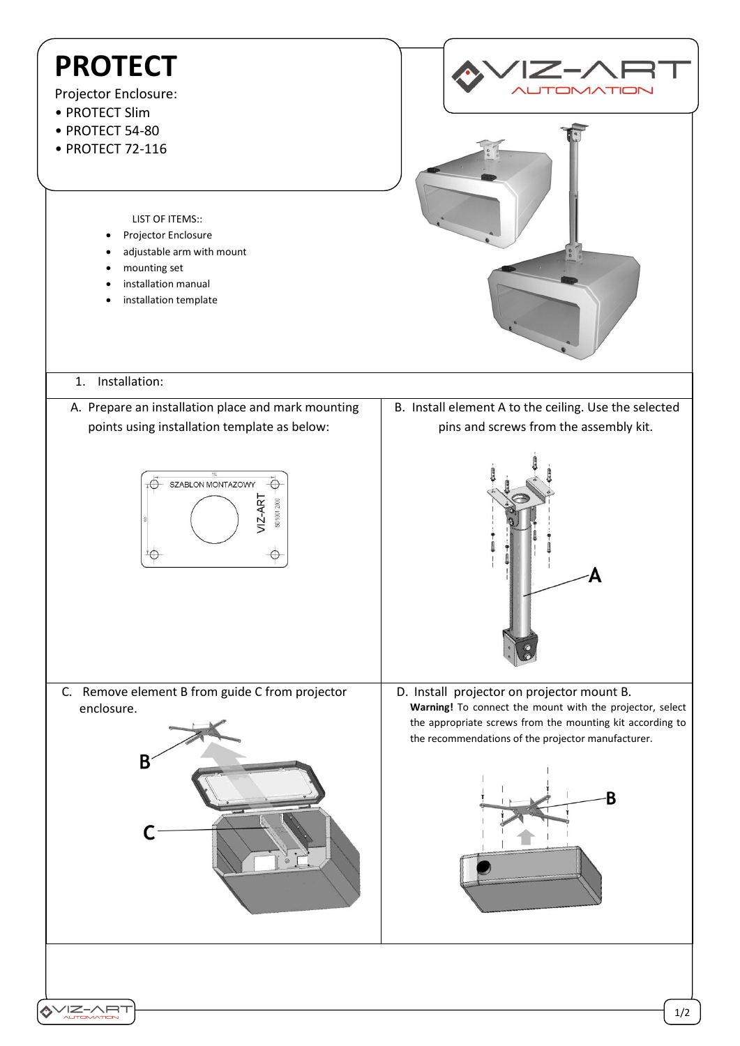# PROTECT

Projector Enclosure:

- PROTECT Slim
- PROTECT 54-80
- PROTECT 72-116

LIST OF ITEMS::

- Projector Enclosure
- adjustable arm with mount
- mounting set
- installation manual
- installation template

1. Installation:

A. Prepare an installation place and mark mounting points using installation template as below:

SZABLON MONTAZOWY

VIZ-ART

B. Install element A to the ceiling. Use the selected pins and screws from the assembly kit.

A

C. Remove element B from guide C from projector enclosure.

B

C

D. Install projector on projector mount B.

**Warning!** To connect the mount with the projector, select the appropriate screws from the mounting kit according to the recommendations of the projector manufacturer.

B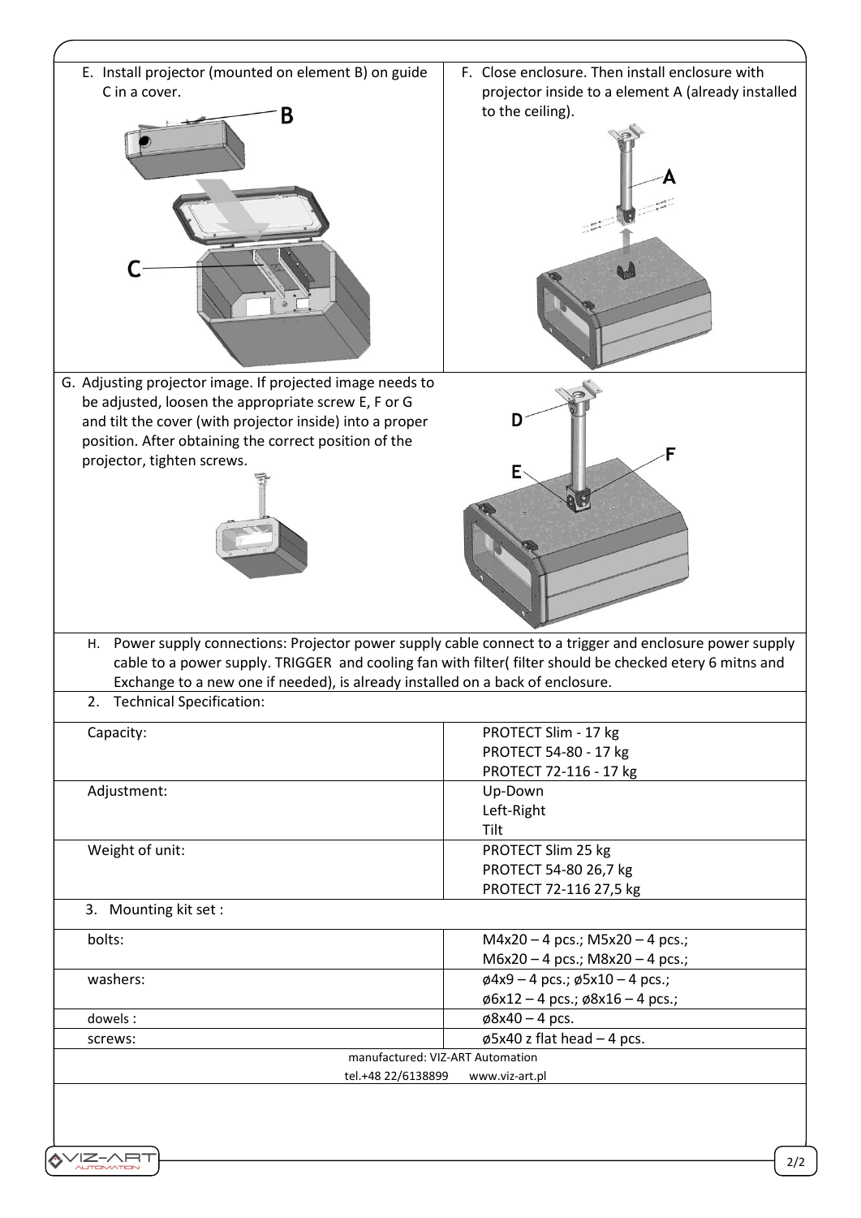E. Install projector (mounted on element B) on guide C in a cover.

B

C

F. Close enclosure. Then install enclosure with projector inside to a element A (already installed to the ceiling).

A

G. Adjusting projector image. If projected image needs to be adjusted, loosen the appropriate screw E, F or G and tilt the cover (with projector inside) into a proper position. After obtaining the correct position of the projector, tighten screws.

D

E

F

H. Power supply connections: Projector power supply cable connect to a trigger and enclosure power supply cable to a power supply. TRIGGER and cooling fan with filter( filter should be checked etery 6 mitns and Exchange to a new one if needed), is already installed on a back of enclosure.

2. Technical Specification:

| | |
|---|---|
| Capacity: | PROTECT Slim - 17 kg<br>PROTECT 54-80 - 17 kg<br>PROTECT 72-116 - 17 kg |
| Adjustment: | Up-Down<br>Left-Right<br>Tilt |
| Weight of unit: | PROTECT Slim 25 kg<br>PROTECT 54-80 26,7 kg<br>PROTECT 72-116 27,5 kg |

3. Mounting kit set :

| | |
|---|---|
| bolts: | M4x20 – 4 pcs.; M5x20 – 4 pcs.;<br>M6x20 – 4 pcs.; M8x20 – 4 pcs.; |
| washers: | ø4x9 – 4 pcs.; ø5x10 – 4 pcs.;<br>ø6x12 – 4 pcs.; ø8x16 – 4 pcs.; |
| dowels : | ø8x40 – 4 pcs. |
| screws: | ø5x40 z flat head – 4 pcs. |

manufactured: VIZ-ART Automation

tel.+48 22/6138899 www.viz-art.pl